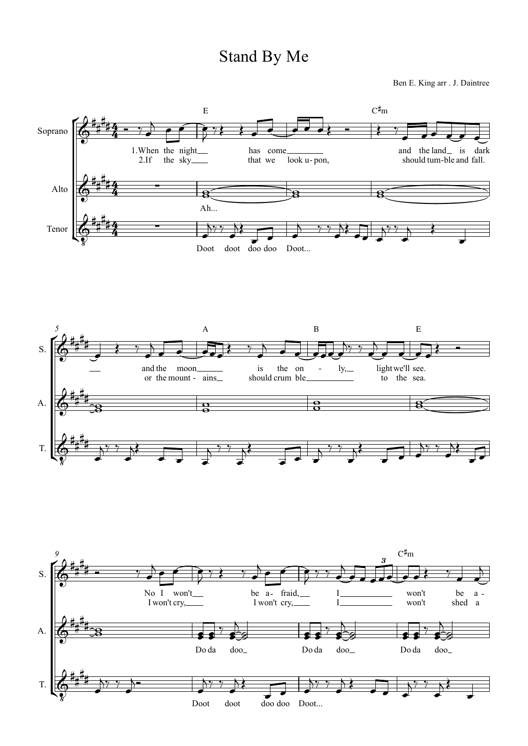# Stand By Me

Ben E. King arr . J. Daintree

Soprano

1.When the night has come and the land is dark and the moon is the on - ly, light we'll see.

2.If the sky that we look u-pon, should tum-ble and fall. or the mount - ains should crum ble to the sea.

No I won't be a- fraid, I won't be a-

I won't cry, I won't cry, I won't shed a

Alto

Ah...

Do da doo Do da doo Do da doo

Tenor

Doot doot doo doo Doot...

Doot doot doo doo Doot...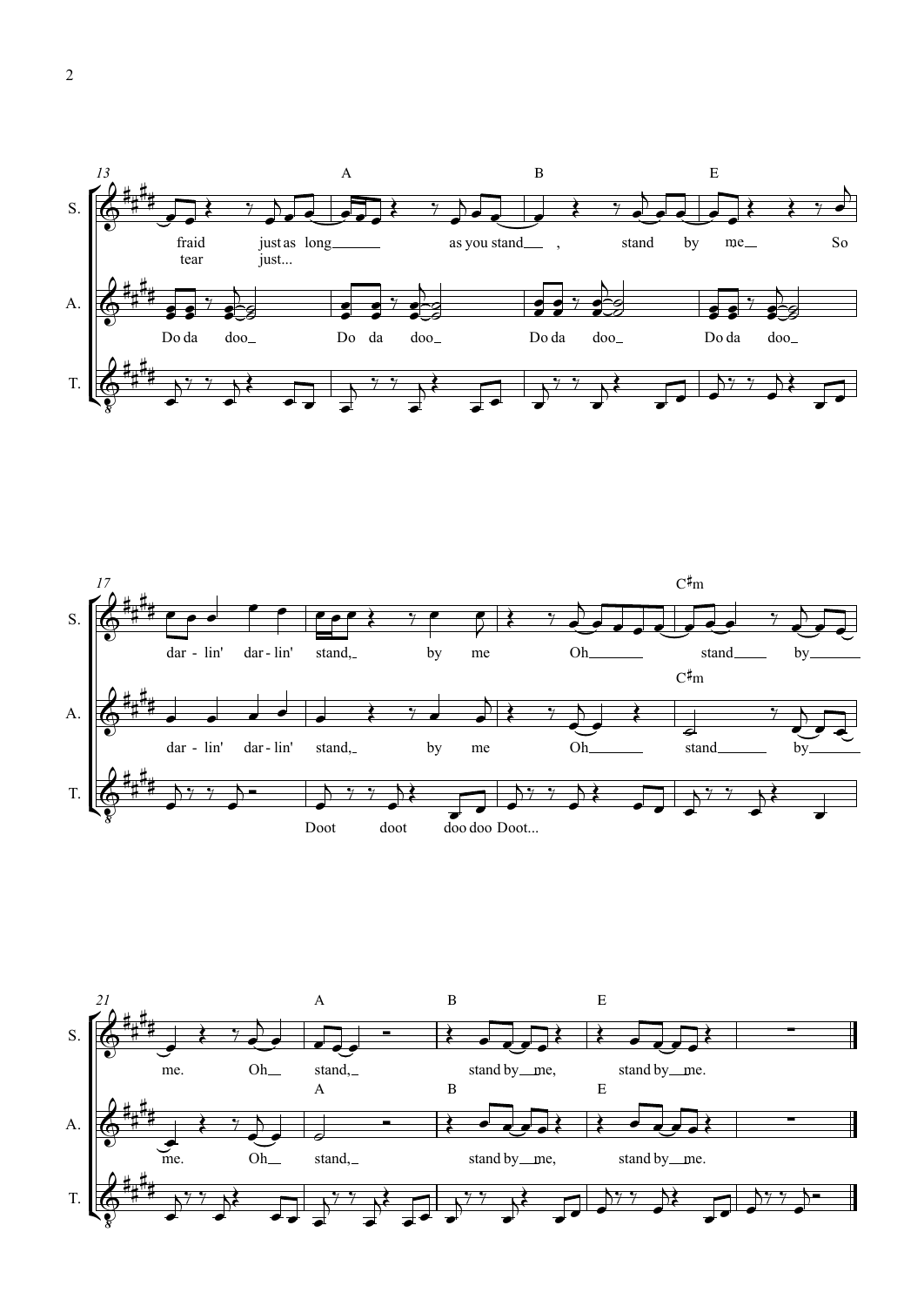13

S.

A.

T.

A B E

fraid just as long as you stand , stand by me So
tear just...

Do da doo Do da doo Do da doo Do da doo

17

C♯m

dar - lin' dar - lin' stand, by me Oh stand by

C♯m

dar - lin' dar - lin' stand, by me Oh stand by

Doot doot doo doo Doot...

21

A B E

me. Oh stand, stand by me, stand by me.

A B E

me. Oh stand, stand by me, stand by me.